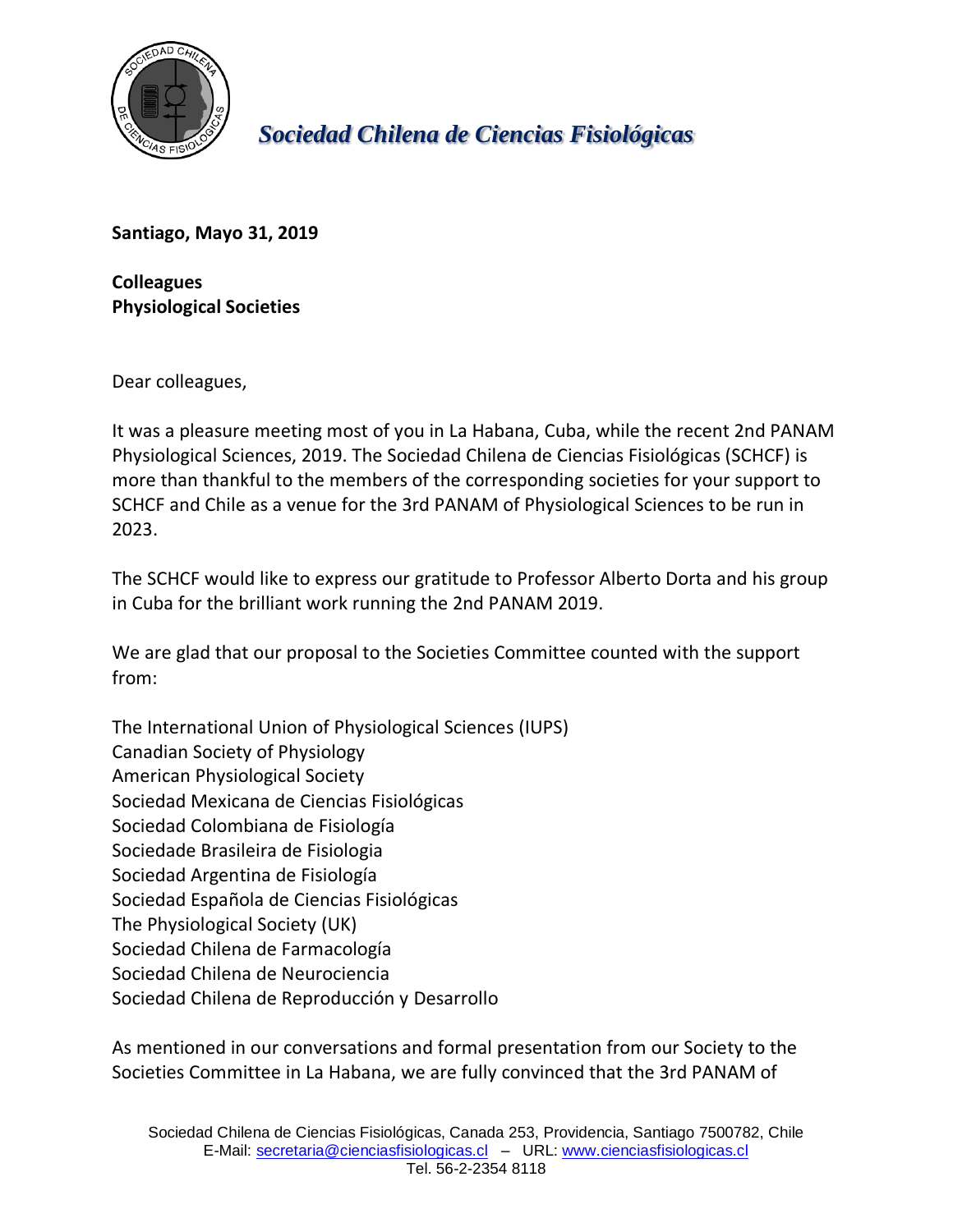*Sociedad Chilena de Ciencias Fisiológicas*

**Santiago, Mayo 31, 2019**

**Colleagues**
**Physiological Societies**

Dear colleagues,

It was a pleasure meeting most of you in La Habana, Cuba, while the recent 2nd PANAM Physiological Sciences, 2019. The Sociedad Chilena de Ciencias Fisiológicas (SCHCF) is more than thankful to the members of the corresponding societies for your support to SCHCF and Chile as a venue for the 3rd PANAM of Physiological Sciences to be run in 2023.

The SCHCF would like to express our gratitude to Professor Alberto Dorta and his group in Cuba for the brilliant work running the 2nd PANAM 2019.

We are glad that our proposal to the Societies Committee counted with the support from:

The International Union of Physiological Sciences (IUPS)
Canadian Society of Physiology
American Physiological Society
Sociedad Mexicana de Ciencias Fisiológicas
Sociedad Colombiana de Fisiología
Sociedade Brasileira de Fisiologia
Sociedad Argentina de Fisiología
Sociedad Española de Ciencias Fisiológicas
The Physiological Society (UK)
Sociedad Chilena de Farmacología
Sociedad Chilena de Neurociencia
Sociedad Chilena de Reproducción y Desarrollo

As mentioned in our conversations and formal presentation from our Society to the Societies Committee in La Habana, we are fully convinced that the 3rd PANAM of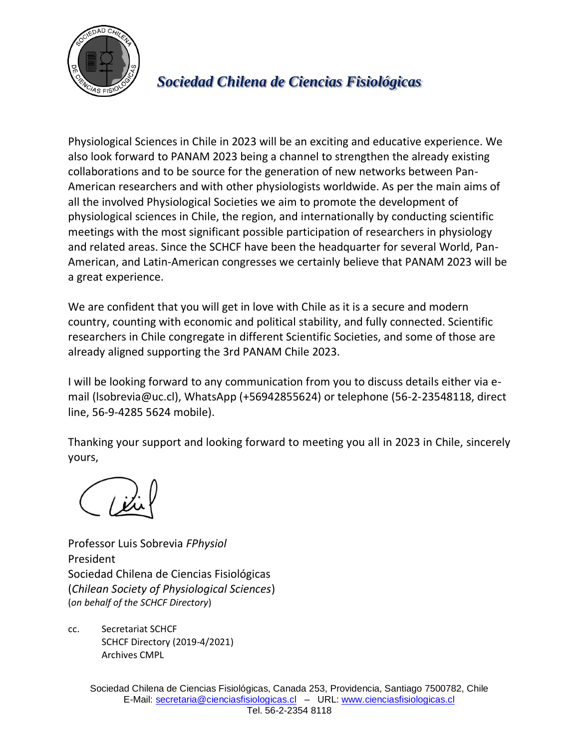*Sociedad Chilena de Ciencias Fisiológicas*

Physiological Sciences in Chile in 2023 will be an exciting and educative experience. We also look forward to PANAM 2023 being a channel to strengthen the already existing collaborations and to be source for the generation of new networks between Pan-American researchers and with other physiologists worldwide. As per the main aims of all the involved Physiological Societies we aim to promote the development of physiological sciences in Chile, the region, and internationally by conducting scientific meetings with the most significant possible participation of researchers in physiology and related areas. Since the SCHCF have been the headquarter for several World, Pan-American, and Latin-American congresses we certainly believe that PANAM 2023 will be a great experience.

We are confident that you will get in love with Chile as it is a secure and modern country, counting with economic and political stability, and fully connected. Scientific researchers in Chile congregate in different Scientific Societies, and some of those are already aligned supporting the 3rd PANAM Chile 2023.

I will be looking forward to any communication from you to discuss details either via e-mail (lsobrevia@uc.cl), WhatsApp (+56942855624) or telephone (56-2-23548118, direct line, 56-9-4285 5624 mobile).

Thanking your support and looking forward to meeting you all in 2023 in Chile, sincerely yours,

Professor Luis Sobrevia *FPhysiol*
President
Sociedad Chilena de Ciencias Fisiológicas
(*Chilean Society of Physiological Sciences*)
(*on behalf of the SCHCF Directory*)

cc. Secretariat SCHCF
SCHCF Directory (2019-4/2021)
Archives CMPL

Sociedad Chilena de Ciencias Fisiológicas, Canada 253, Providencia, Santiago 7500782, Chile
E-Mail: secretaria@cienciasfisiologicas.cl – URL: www.cienciasfisiologicas.cl
Tel. 56-2-2354 8118